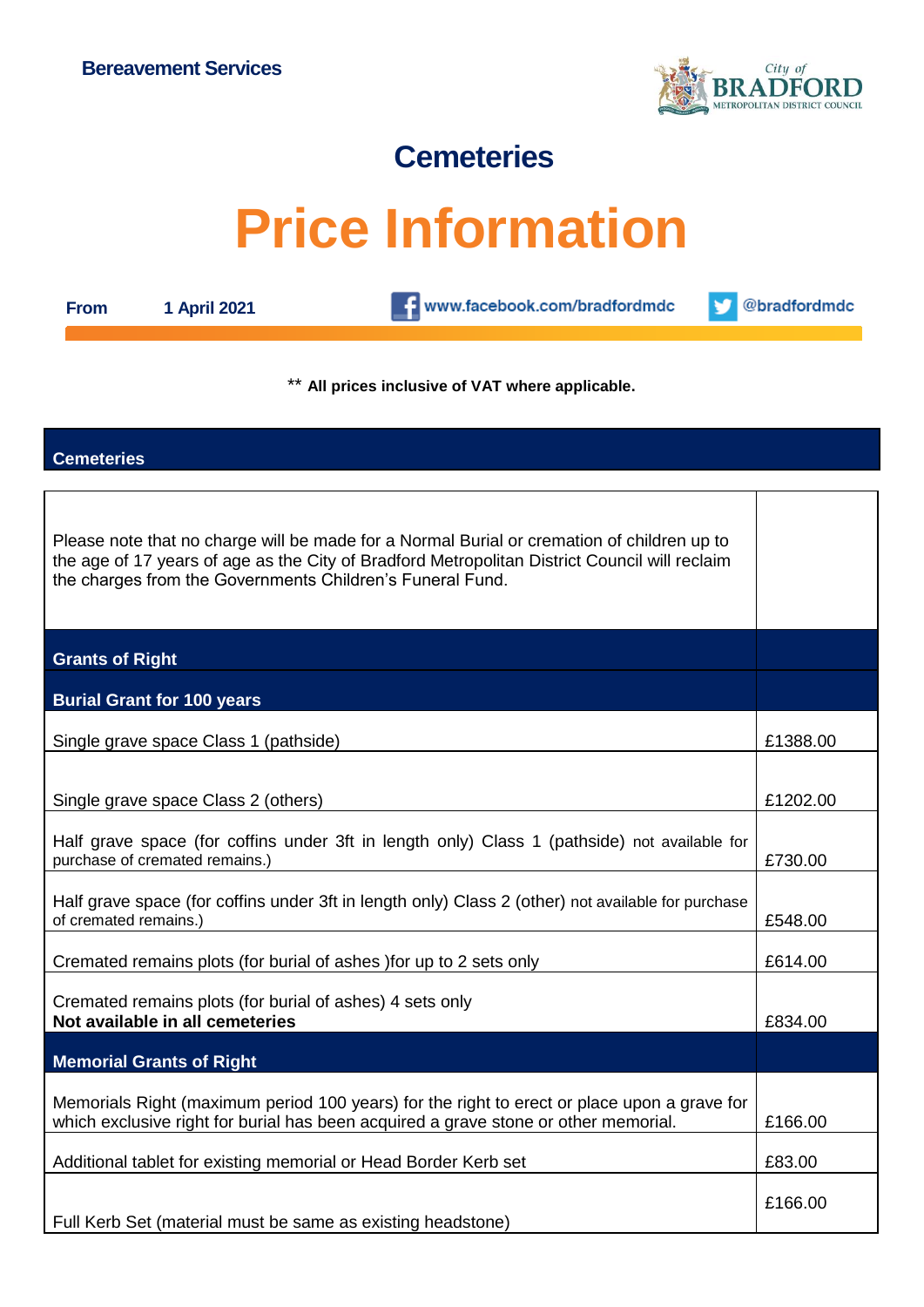Bereavement Services

City of BRADFORD METROPOLITAN DISTRICT COUNCIL

## Cemeteries

# Price Information

**From** **1 April 2021** www.facebook.com/bradfordmdc @bradfordmdc

** **All prices inclusive of VAT where applicable.**

## Cemeteries

| | |
|---|---|
| Please note that no charge will be made for a Normal Burial or cremation of children up to the age of 17 years of age as the City of Bradford Metropolitan District Council will reclaim the charges from the Governments Children's Funeral Fund. | |
| **Grants of Right** | |
| **Burial Grant for 100 years** | |
| Single grave space Class 1 (pathside) | £1388.00 |
| Single grave space Class 2 (others) | £1202.00 |
| Half grave space (for coffins under 3ft in length only) Class 1 (pathside) not available for purchase of cremated remains.) | £730.00 |
| Half grave space (for coffins under 3ft in length only) Class 2 (other) not available for purchase of cremated remains.) | £548.00 |
| Cremated remains plots (for burial of ashes )for up to 2 sets only | £614.00 |
| Cremated remains plots (for burial of ashes) 4 sets only **Not available in all cemeteries** | £834.00 |
| **Memorial Grants of Right** | |
| Memorials Right (maximum period 100 years) for the right to erect or place upon a grave for which exclusive right for burial has been acquired a grave stone or other memorial. | £166.00 |
| Additional tablet for existing memorial or Head Border Kerb set | £83.00 |
| Full Kerb Set (material must be same as existing headstone) | £166.00 |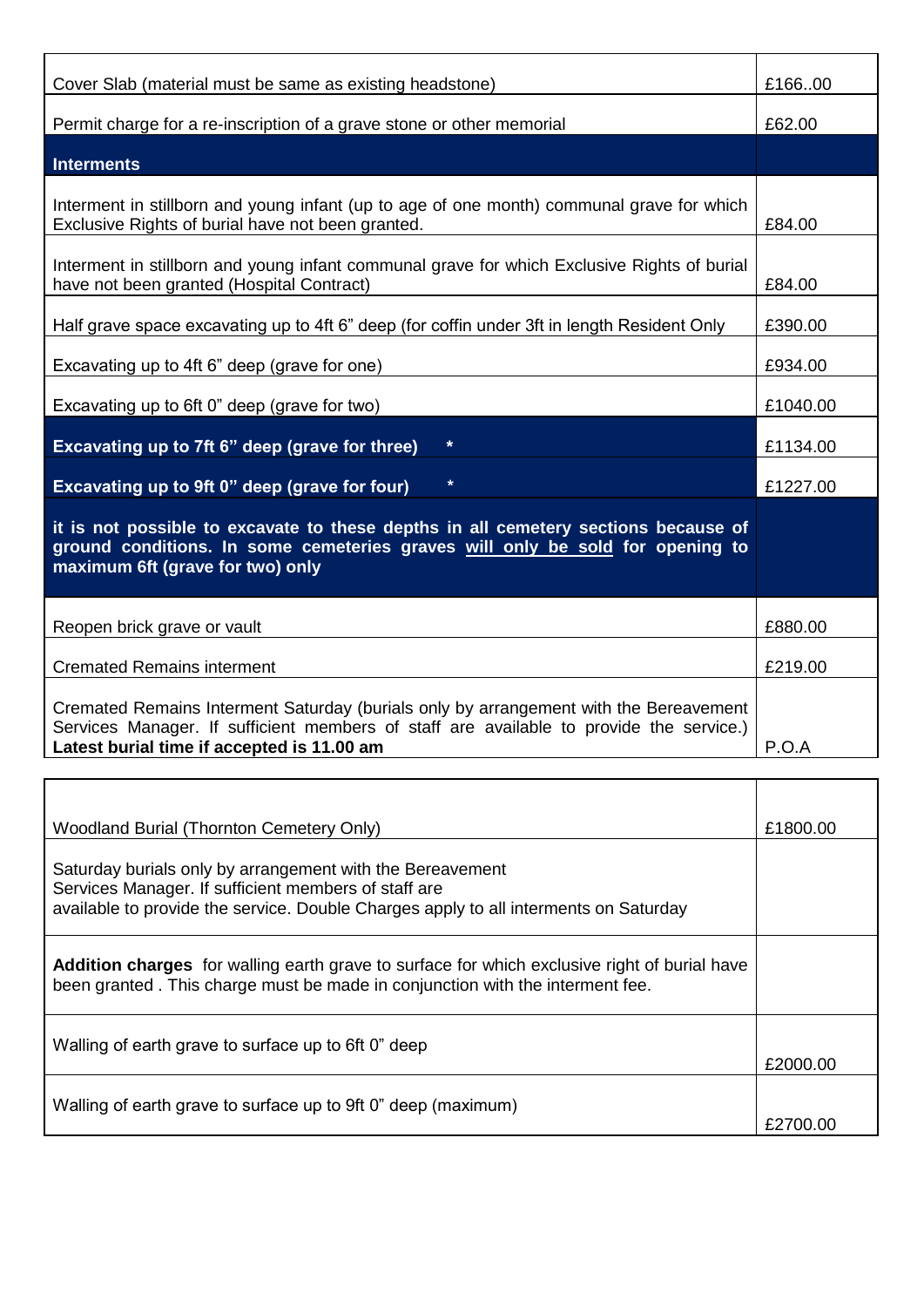| | |
|---|---|
| Cover Slab (material must be same as existing headstone) | £166..00 |
| Permit charge for a re-inscription of a grave stone or other memorial | £62.00 |
| **Interments** | |
| Interment in stillborn and young infant (up to age of one month) communal grave for which Exclusive Rights of burial have not been granted. | £84.00 |
| Interment in stillborn and young infant communal grave for which Exclusive Rights of burial have not been granted (Hospital Contract) | £84.00 |
| Half grave space excavating up to 4ft 6" deep (for coffin under 3ft in length Resident Only | £390.00 |
| Excavating up to 4ft 6" deep (grave for one) | £934.00 |
| Excavating up to 6ft 0" deep (grave for two) | £1040.00 |
| **Excavating up to 7ft 6" deep (grave for three) \*** | £1134.00 |
| **Excavating up to 9ft 0" deep (grave for four) \*** | £1227.00 |
| **it is not possible to excavate to these depths in all cemetery sections because of ground conditions. In some cemeteries graves <u>will only be sold</u> for opening to maximum 6ft (grave for two) only** | |
| Reopen brick grave or vault | £880.00 |
| Cremated Remains interment | £219.00 |
| Cremated Remains Interment Saturday (burials only by arrangement with the Bereavement Services Manager. If sufficient members of staff are available to provide the service.) **Latest burial time if accepted is 11.00 am** | P.O.A |

| | |
|---|---|
| Woodland Burial (Thornton Cemetery Only) | £1800.00 |
| Saturday burials only by arrangement with the Bereavement Services Manager. If sufficient members of staff are available to provide the service. Double Charges apply to all interments on Saturday | |
| **Addition charges** for walling earth grave to surface for which exclusive right of burial have been granted . This charge must be made in conjunction with the interment fee. | |
| Walling of earth grave to surface up to 6ft 0" deep | £2000.00 |
| Walling of earth grave to surface up to 9ft 0" deep (maximum) | £2700.00 |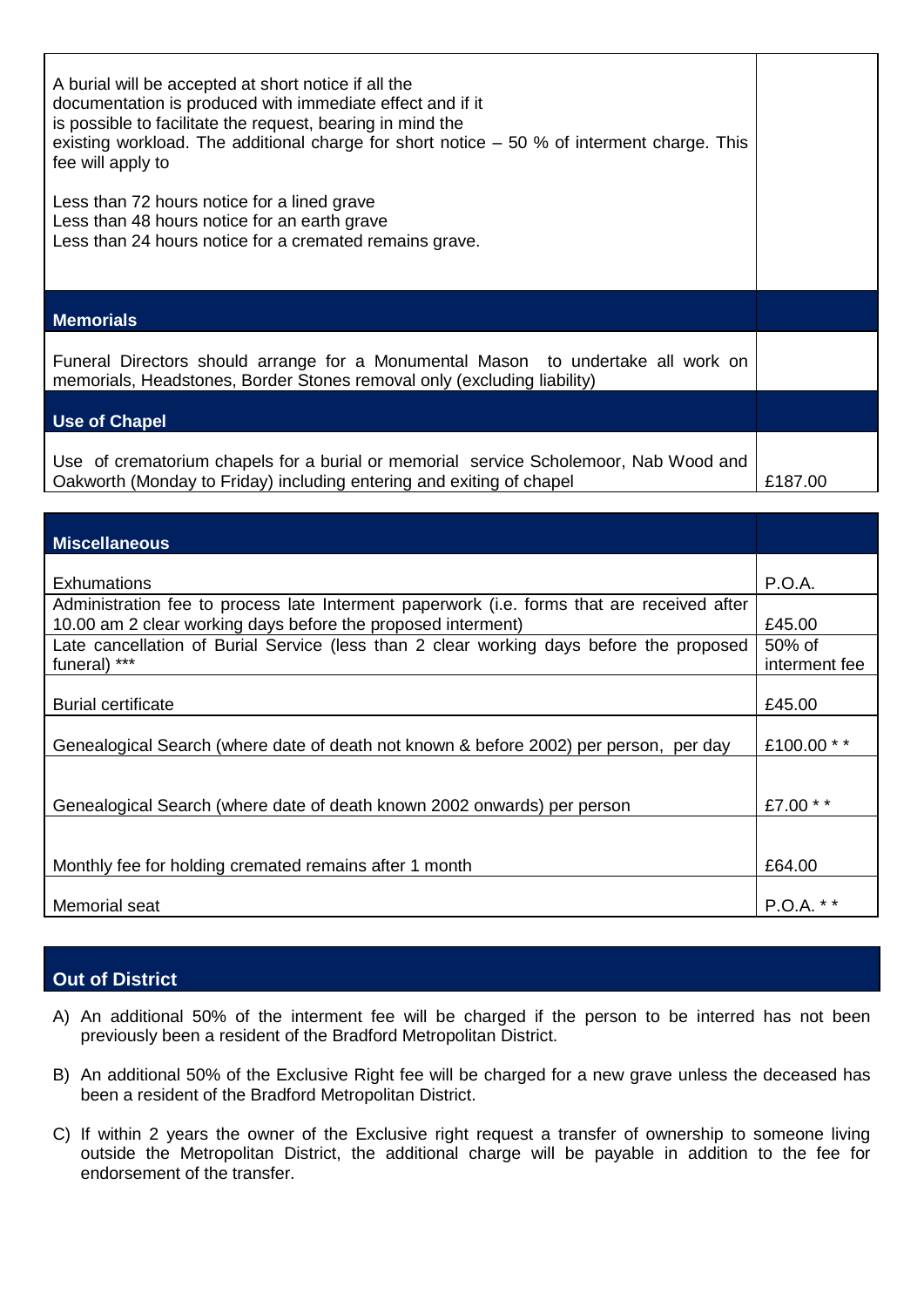| | |
|---|---|
| A burial will be accepted at short notice if all the documentation is produced with immediate effect and if it is possible to facilitate the request, bearing in mind the existing workload. The additional charge for short notice – 50 % of interment charge. This fee will apply to<br><br>Less than 72 hours notice for a lined grave<br>Less than 48 hours notice for an earth grave<br>Less than 24 hours notice for a cremated remains grave. | |
| **Memorials** | |
| Funeral Directors should arrange for a Monumental Mason to undertake all work on memorials, Headstones, Border Stones removal only (excluding liability) | |
| **Use of Chapel** | |
| Use of crematorium chapels for a burial or memorial service Scholemoor, Nab Wood and Oakworth (Monday to Friday) including entering and exiting of chapel | £187.00 |

| **Miscellaneous** | |
|---|---|
| Exhumations | P.O.A. |
| Administration fee to process late Interment paperwork (i.e. forms that are received after 10.00 am 2 clear working days before the proposed interment) | £45.00 |
| Late cancellation of Burial Service (less than 2 clear working days before the proposed funeral) *** | 50% of interment fee |
| Burial certificate | £45.00 |
| Genealogical Search (where date of death not known & before 2002) per person, per day | £100.00 * * |
| Genealogical Search (where date of death known 2002 onwards) per person | £7.00 * * |
| Monthly fee for holding cremated remains after 1 month | £64.00 |
| Memorial seat | P.O.A. * * |

## Out of District

A) An additional 50% of the interment fee will be charged if the person to be interred has not been previously been a resident of the Bradford Metropolitan District.

B) An additional 50% of the Exclusive Right fee will be charged for a new grave unless the deceased has been a resident of the Bradford Metropolitan District.

C) If within 2 years the owner of the Exclusive right request a transfer of ownership to someone living outside the Metropolitan District, the additional charge will be payable in addition to the fee for endorsement of the transfer.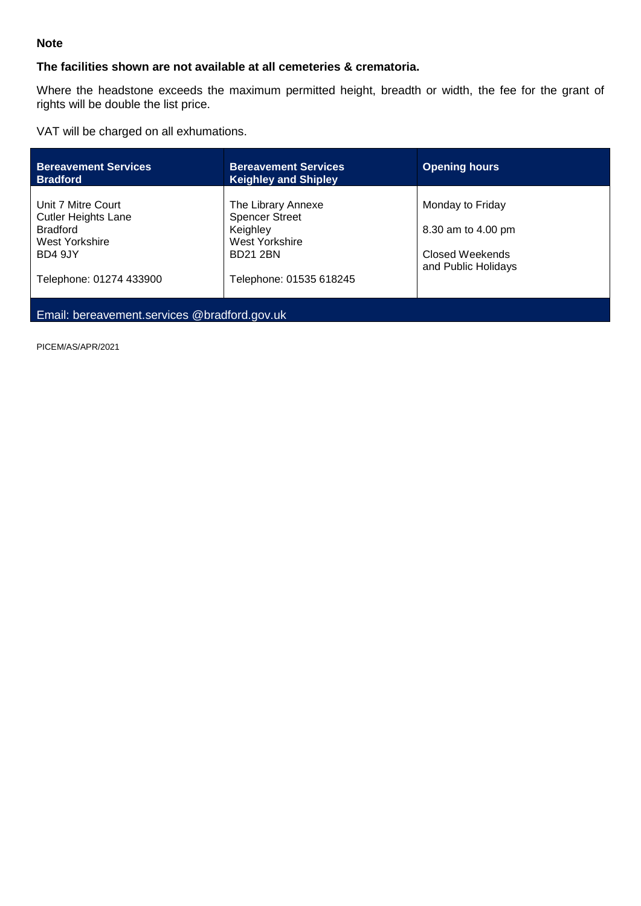**Note**

**The facilities shown are not available at all cemeteries & crematoria.**

Where the headstone exceeds the maximum permitted height, breadth or width, the fee for the grant of rights will be double the list price.

VAT will be charged on all exhumations.

| **Bereavement Services Bradford** | **Bereavement Services Keighley and Shipley** | **Opening hours** |
|---|---|---|
| Unit 7 Mitre Court<br>Cutler Heights Lane<br>Bradford<br>West Yorkshire<br>BD4 9JY<br><br>Telephone: 01274 433900 | The Library Annexe<br>Spencer Street<br>Keighley<br>West Yorkshire<br>BD21 2BN<br><br>Telephone: 01535 618245 | Monday to Friday<br><br>8.30 am to 4.00 pm<br><br>Closed Weekends and Public Holidays |
| Email: bereavement.services @bradford.gov.uk | | |

PICEM/AS/APR/2021